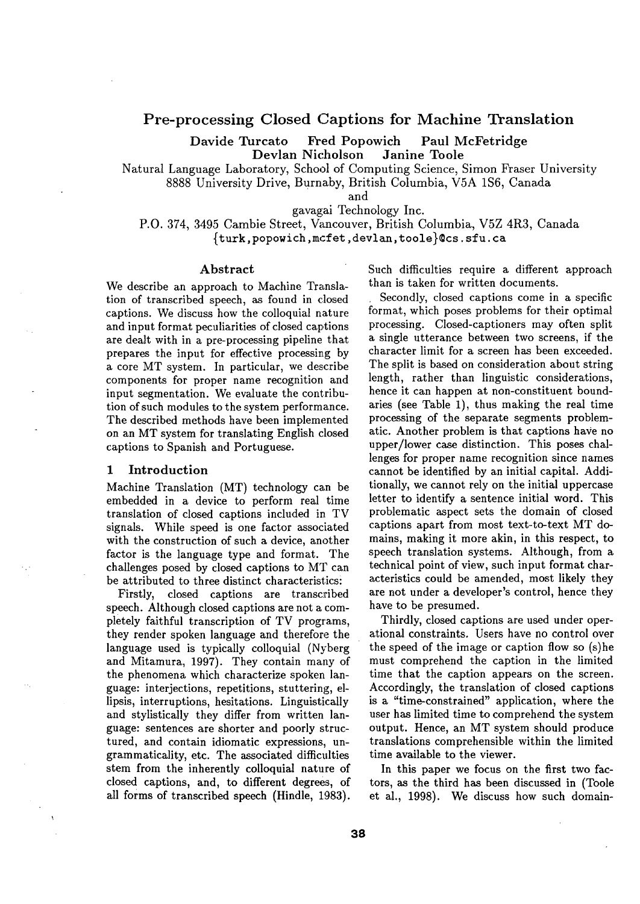# Pre-processing Closed Captions for Machine Translation

**Davide Turcato Fred Popowich Paul McFetridge**
**Devlan Nicholson Janine Toole**

Natural Language Laboratory, School of Computing Science, Simon Fraser University
8888 University Drive, Burnaby, British Columbia, V5A 1S6, Canada

and

gavagai Technology Inc.
P.O. 374, 3495 Cambie Street, Vancouver, British Columbia, V5Z 4R3, Canada
{turk,popowich,mcfet,devlan,toole}@cs.sfu.ca

## Abstract

We describe an approach to Machine Translation of transcribed speech, as found in closed captions. We discuss how the colloquial nature and input format peculiarities of closed captions are dealt with in a pre-processing pipeline that prepares the input for effective processing by a core MT system. In particular, we describe components for proper name recognition and input segmentation. We evaluate the contribution of such modules to the system performance. The described methods have been implemented on an MT system for translating English closed captions to Spanish and Portuguese.

## 1 Introduction

Machine Translation (MT) technology can be embedded in a device to perform real time translation of closed captions included in TV signals. While speed is one factor associated with the construction of such a device, another factor is the language type and format. The challenges posed by closed captions to MT can be attributed to three distinct characteristics:

Firstly, closed captions are transcribed speech. Although closed captions are not a completely faithful transcription of TV programs, they render spoken language and therefore the language used is typically colloquial (Nyberg and Mitamura, 1997). They contain many of the phenomena which characterize spoken language: interjections, repetitions, stuttering, ellipsis, interruptions, hesitations. Linguistically and stylistically they differ from written language: sentences are shorter and poorly structured, and contain idiomatic expressions, ungrammaticality, etc. The associated difficulties stem from the inherently colloquial nature of closed captions, and, to different degrees, of all forms of transcribed speech (Hindle, 1983). Such difficulties require a different approach than is taken for written documents.

Secondly, closed captions come in a specific format, which poses problems for their optimal processing. Closed-captioners may often split a single utterance between two screens, if the character limit for a screen has been exceeded. The split is based on consideration about string length, rather than linguistic considerations, hence it can happen at non-constituent boundaries (see Table 1), thus making the real time processing of the separate segments problematic. Another problem is that captions have no upper/lower case distinction. This poses challenges for proper name recognition since names cannot be identified by an initial capital. Additionally, we cannot rely on the initial uppercase letter to identify a sentence initial word. This problematic aspect sets the domain of closed captions apart from most text-to-text MT domains, making it more akin, in this respect, to speech translation systems. Although, from a technical point of view, such input format characteristics could be amended, most likely they are not under a developer's control, hence they have to be presumed.

Thirdly, closed captions are used under operational constraints. Users have no control over the speed of the image or caption flow so (s)he must comprehend the caption in the limited time that the caption appears on the screen. Accordingly, the translation of closed captions is a "time-constrained" application, where the user has limited time to comprehend the system output. Hence, an MT system should produce translations comprehensible within the limited time available to the viewer.

In this paper we focus on the first two factors, as the third has been discussed in (Toole et al., 1998). We discuss how such domain-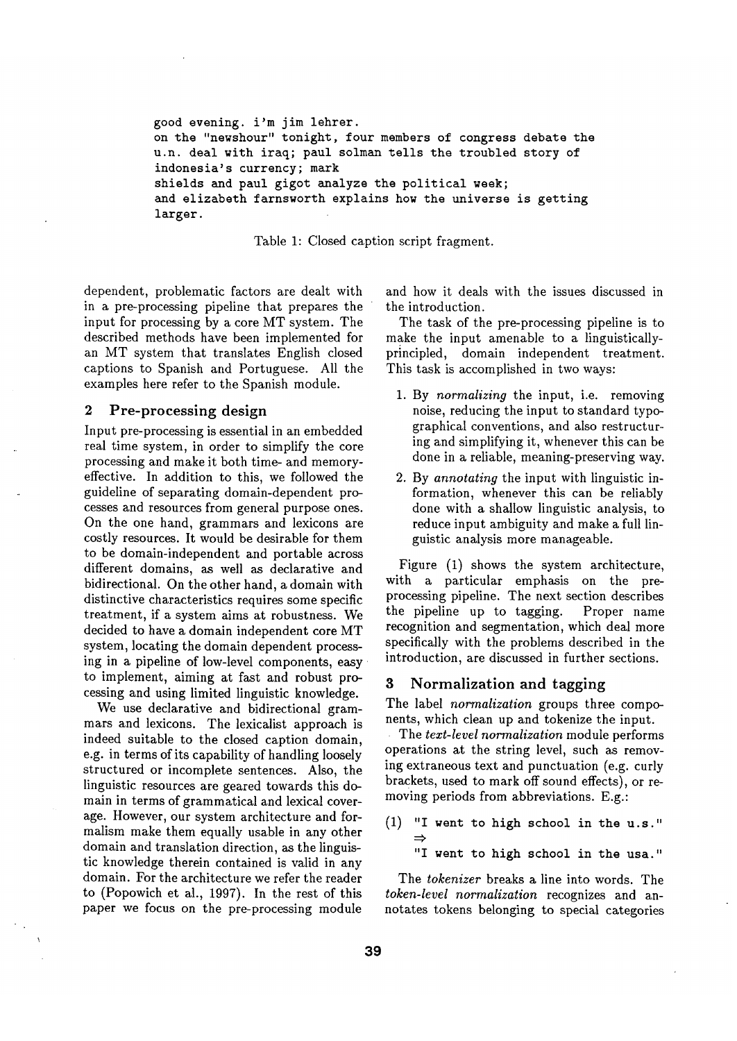```
good evening. i'm jim lehrer.
on the "newshour" tonight, four members of congress debate the
u.n. deal with iraq; paul solman tells the troubled story of
indonesia's currency; mark
shields and paul gigot analyze the political week;
and elizabeth farnsworth explains how the universe is getting
larger.
```

Table 1: Closed caption script fragment.

dependent, problematic factors are dealt with in a pre-processing pipeline that prepares the input for processing by a core MT system. The described methods have been implemented for an MT system that translates English closed captions to Spanish and Portuguese. All the examples here refer to the Spanish module.

## 2 Pre-processing design

Input pre-processing is essential in an embedded real time system, in order to simplify the core processing and make it both time- and memory-effective. In addition to this, we followed the guideline of separating domain-dependent processes and resources from general purpose ones. On the one hand, grammars and lexicons are costly resources. It would be desirable for them to be domain-independent and portable across different domains, as well as declarative and bidirectional. On the other hand, a domain with distinctive characteristics requires some specific treatment, if a system aims at robustness. We decided to have a domain independent core MT system, locating the domain dependent processing in a pipeline of low-level components, easy to implement, aiming at fast and robust processing and using limited linguistic knowledge.

We use declarative and bidirectional grammars and lexicons. The lexicalist approach is indeed suitable to the closed caption domain, e.g. in terms of its capability of handling loosely structured or incomplete sentences. Also, the linguistic resources are geared towards this domain in terms of grammatical and lexical coverage. However, our system architecture and formalism make them equally usable in any other domain and translation direction, as the linguistic knowledge therein contained is valid in any domain. For the architecture we refer the reader to (Popowich et al., 1997). In the rest of this paper we focus on the pre-processing module and how it deals with the issues discussed in the introduction.

The task of the pre-processing pipeline is to make the input amenable to a linguistically-principled, domain independent treatment. This task is accomplished in two ways:

1. By *normalizing* the input, i.e. removing noise, reducing the input to standard typographical conventions, and also restructuring and simplifying it, whenever this can be done in a reliable, meaning-preserving way.
2. By *annotating* the input with linguistic information, whenever this can be reliably done with a shallow linguistic analysis, to reduce input ambiguity and make a full linguistic analysis more manageable.

Figure (1) shows the system architecture, with a particular emphasis on the pre-processing pipeline. The next section describes the pipeline up to tagging. Proper name recognition and segmentation, which deal more specifically with the problems described in the introduction, are discussed in further sections.

## 3 Normalization and tagging

The label *normalization* groups three components, which clean up and tokenize the input.

The *text-level normalization* module performs operations at the string level, such as removing extraneous text and punctuation (e.g. curly brackets, used to mark off sound effects), or removing periods from abbreviations. E.g.:

(1) `"I went to high school in the u.s."`
$\Rightarrow$
`"I went to high school in the usa."`

The *tokenizer* breaks a line into words. The *token-level normalization* recognizes and annotates tokens belonging to special categories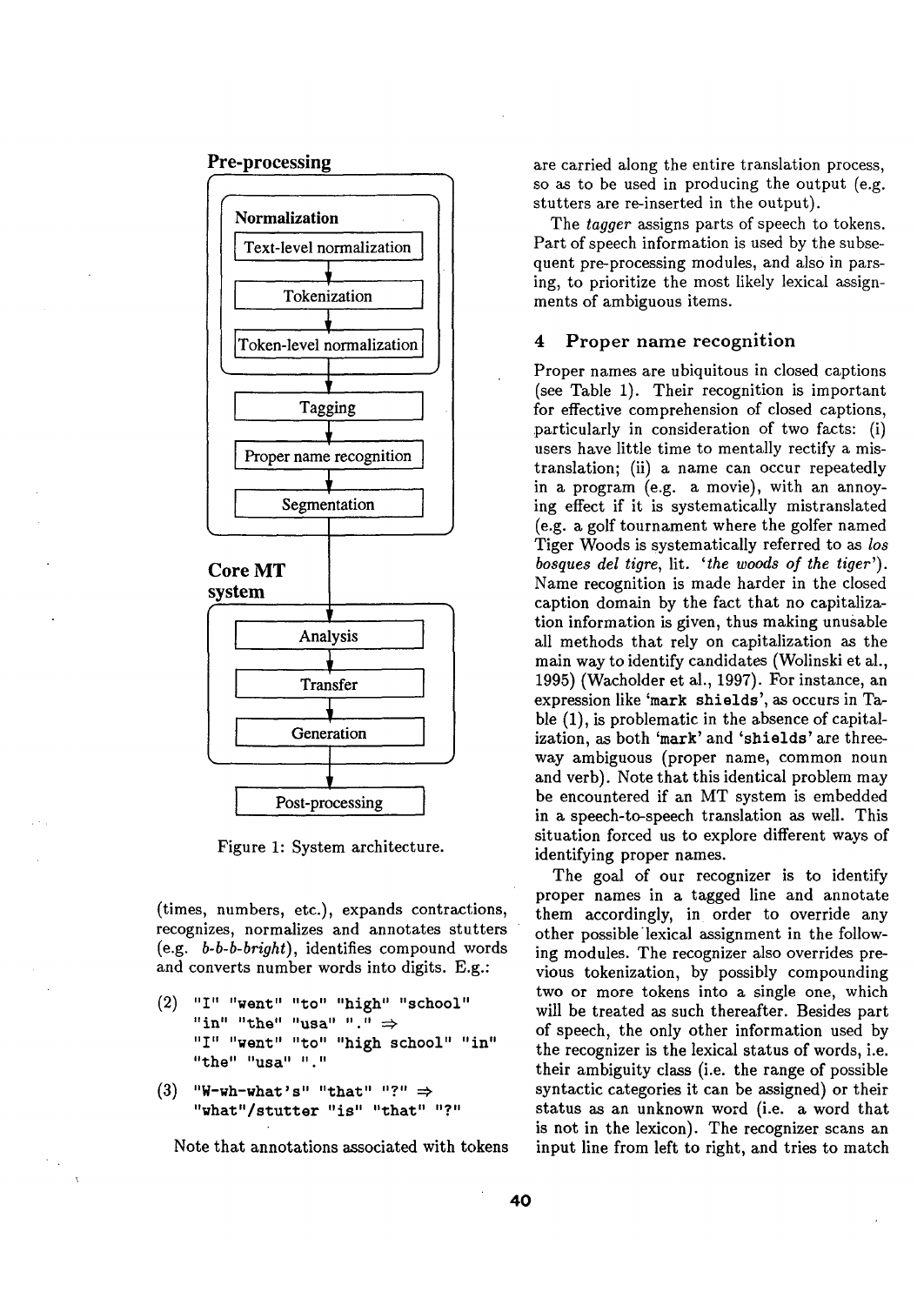**Pre-processing**

**Normalization**

Text-level normalization → Tokenization → Token-level normalization → Tagging → Proper name recognition → Segmentation

**Core MT system**

Analysis → Transfer → Generation

Post-processing

Figure 1: System architecture.

(times, numbers, etc.), expands contractions, recognizes, normalizes and annotates stutters (e.g. *b-b-b-bright*), identifies compound words and converts number words into digits. E.g.:

(2) `"I" "went" "to" "high" "school" "in" "the" "usa" "." ⇒ "I" "went" "to" "high school" "in" "the" "usa" "."`

(3) `"W-wh-what's" "that" "?" ⇒ "what"/stutter "is" "that" "?"`

Note that annotations associated with tokens are carried along the entire translation process, so as to be used in producing the output (e.g. stutters are re-inserted in the output).

The *tagger* assigns parts of speech to tokens. Part of speech information is used by the subsequent pre-processing modules, and also in parsing, to prioritize the most likely lexical assignments of ambiguous items.

## 4 Proper name recognition

Proper names are ubiquitous in closed captions (see Table 1). Their recognition is important for effective comprehension of closed captions, particularly in consideration of two facts: (i) users have little time to mentally rectify a mistranslation; (ii) a name can occur repeatedly in a program (e.g. a movie), with an annoying effect if it is systematically mistranslated (e.g. a golf tournament where the golfer named Tiger Woods is systematically referred to as *los bosques del tigre*, lit. '*the woods of the tiger*'). Name recognition is made harder in the closed caption domain by the fact that no capitalization information is given, thus making unusable all methods that rely on capitalization as the main way to identify candidates (Wolinski et al., 1995) (Wacholder et al., 1997). For instance, an expression like '`mark shields`', as occurs in Table (1), is problematic in the absence of capitalization, as both '`mark`' and '`shields`' are three-way ambiguous (proper name, common noun and verb). Note that this identical problem may be encountered if an MT system is embedded in a speech-to-speech translation as well. This situation forced us to explore different ways of identifying proper names.

The goal of our recognizer is to identify proper names in a tagged line and annotate them accordingly, in order to override any other possible lexical assignment in the following modules. The recognizer also overrides previous tokenization, by possibly compounding two or more tokens into a single one, which will be treated as such thereafter. Besides part of speech, the only other information used by the recognizer is the lexical status of words, i.e. their ambiguity class (i.e. the range of possible syntactic categories it can be assigned) or their status as an unknown word (i.e. a word that is not in the lexicon). The recognizer scans an input line from left to right, and tries to match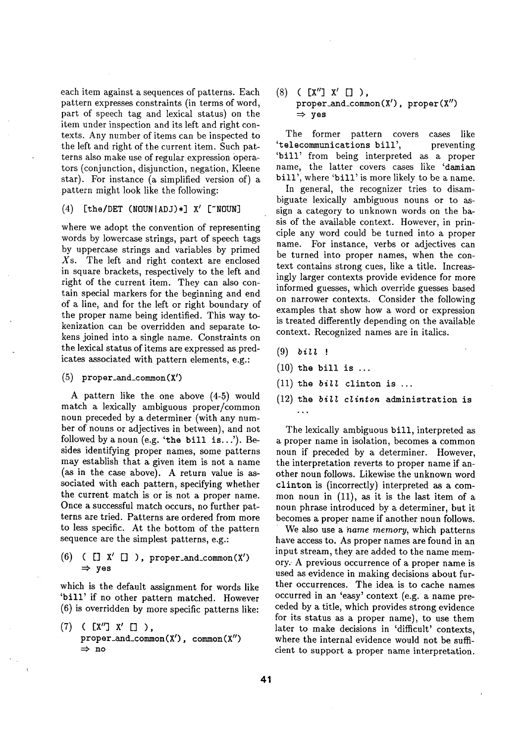each item against a sequences of patterns. Each pattern expresses constraints (in terms of word, part of speech tag and lexical status) on the item under inspection and its left and right contexts. Any number of items can be inspected to the left and right of the current item. Such patterns also make use of regular expression operators (conjunction, disjunction, negation, Kleene star). For instance (a simplified version of) a pattern might look like the following:

```
(4)  [the/DET (NOUN|ADJ)*] X' [~NOUN]
```

where we adopt the convention of representing words by lowercase strings, part of speech tags by uppercase strings and variables by primed $X$s. The left and right context are enclosed in square brackets, respectively to the left and right of the current item. They can also contain special markers for the beginning and end of a line, and for the left or right boundary of the proper name being identified. This way tokenization can be overridden and separate tokens joined into a single name. Constraints on the lexical status of items are expressed as predicates associated with pattern elements, e.g.:

```
(5)  proper_and_common(X')
```

A pattern like the one above (4-5) would match a lexically ambiguous proper/common noun preceded by a determiner (with any number of nouns or adjectives in between), and not followed by a noun (e.g. '`the bill is`...'). Besides identifying proper names, some patterns may establish that a given item is not a name (as in the case above). A return value is associated with each pattern, specifying whether the current match is or is not a proper name. Once a successful match occurs, no further patterns are tried. Patterns are ordered from more to less specific. At the bottom of the pattern sequence are the simplest patterns, e.g.:

```
(6)  ( [] X' [] ), proper_and_common(X')
     ⇒ yes
```

which is the default assignment for words like '`bill`' if no other pattern matched. However (6) is overridden by more specific patterns like:

```
(7)  ( [X''] X' [] ),
     proper_and_common(X'), common(X'')
     ⇒ no
```

```
(8)  ( [X''] X' [] ),
     proper_and_common(X'), proper(X'')
     ⇒ yes
```

The former pattern covers cases like '`telecommunications bill`', preventing '`bill`' from being interpreted as a proper name, the latter covers cases like '`damian bill`', where '`bill`' is more likely to be a name.

In general, the recognizer tries to disambiguate lexically ambiguous nouns or to assign a category to unknown words on the basis of the available context. However, in principle any word could be turned into a proper name. For instance, verbs or adjectives can be turned into proper names, when the context contains strong cues, like a title. Increasingly larger contexts provide evidence for more informed guesses, which override guesses based on narrower contexts. Consider the following examples that show how a word or expression is treated differently depending on the available context. Recognized names are in italics.

(9) *bill* !

(10) the bill is ...

(11) the *bill* clinton is ...

(12) the *bill clinton* administration is ...

The lexically ambiguous `bill`, interpreted as a proper name in isolation, becomes a common noun if preceded by a determiner. However, the interpretation reverts to proper name if another noun follows. Likewise the unknown word `clinton` is (incorrectly) interpreted as a common noun in (11), as it is the last item of a noun phrase introduced by a determiner, but it becomes a proper name if another noun follows.

We also use a *name memory*, which patterns have access to. As proper names are found in an input stream, they are added to the name memory. A previous occurrence of a proper name is used as evidence in making decisions about further occurrences. The idea is to cache names occurred in an 'easy' context (e.g. a name preceded by a title, which provides strong evidence for its status as a proper name), to use them later to make decisions in 'difficult' contexts, where the internal evidence would not be sufficient to support a proper name interpretation.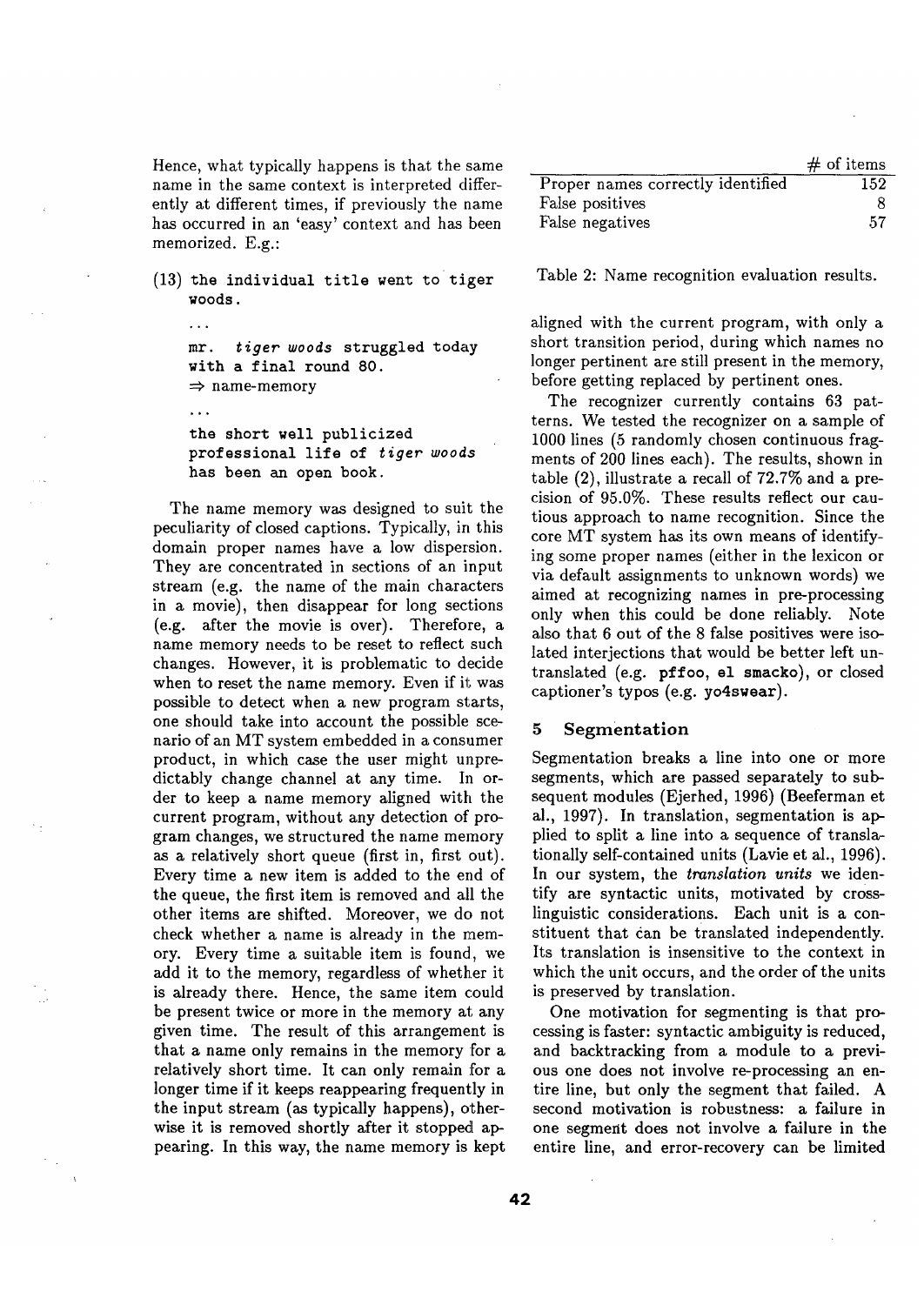Hence, what typically happens is that the same name in the same context is interpreted differently at different times, if previously the name has occurred in an 'easy' context and has been memorized. E.g.:

(13) `the individual title went to tiger woods.`

...

`mr. ` ***tiger woods*** ` struggled today with a final round 80.`
⇒ name-memory

...

`the short well publicized professional life of ` ***tiger woods*** ` has been an open book.`

The name memory was designed to suit the peculiarity of closed captions. Typically, in this domain proper names have a low dispersion. They are concentrated in sections of an input stream (e.g. the name of the main characters in a movie), then disappear for long sections (e.g. after the movie is over). Therefore, a name memory needs to be reset to reflect such changes. However, it is problematic to decide when to reset the name memory. Even if it was possible to detect when a new program starts, one should take into account the possible scenario of an MT system embedded in a consumer product, in which case the user might unpredictably change channel at any time. In order to keep a name memory aligned with the current program, without any detection of program changes, we structured the name memory as a relatively short queue (first in, first out). Every time a new item is added to the end of the queue, the first item is removed and all the other items are shifted. Moreover, we do not check whether a name is already in the memory. Every time a suitable item is found, we add it to the memory, regardless of whether it is already there. Hence, the same item could be present twice or more in the memory at any given time. The result of this arrangement is that a name only remains in the memory for a relatively short time. It can only remain for a longer time if it keeps reappearing frequently in the input stream (as typically happens), otherwise it is removed shortly after it stopped appearing. In this way, the name memory is kept aligned with the current program, with only a short transition period, during which names no longer pertinent are still present in the memory, before getting replaced by pertinent ones.

| | # of items |
|---|---|
| Proper names correctly identified | 152 |
| False positives | 8 |
| False negatives | 57 |

Table 2: Name recognition evaluation results.

The recognizer currently contains 63 patterns. We tested the recognizer on a sample of 1000 lines (5 randomly chosen continuous fragments of 200 lines each). The results, shown in table (2), illustrate a recall of 72.7% and a precision of 95.0%. These results reflect our cautious approach to name recognition. Since the core MT system has its own means of identifying some proper names (either in the lexicon or via default assignments to unknown words) we aimed at recognizing names in pre-processing only when this could be done reliably. Note also that 6 out of the 8 false positives were isolated interjections that would be better left untranslated (e.g. **pffoo**, **el smacko**), or closed captioner's typos (e.g. **yo4swear**).

## 5 Segmentation

Segmentation breaks a line into one or more segments, which are passed separately to subsequent modules (Ejerhed, 1996) (Beeferman et al., 1997). In translation, segmentation is applied to split a line into a sequence of translationally self-contained units (Lavie et al., 1996). In our system, the *translation units* we identify are syntactic units, motivated by cross-linguistic considerations. Each unit is a constituent that can be translated independently. Its translation is insensitive to the context in which the unit occurs, and the order of the units is preserved by translation.

One motivation for segmenting is that processing is faster: syntactic ambiguity is reduced, and backtracking from a module to a previous one does not involve re-processing an entire line, but only the segment that failed. A second motivation is robustness: a failure in one segment does not involve a failure in the entire line, and error-recovery can be limited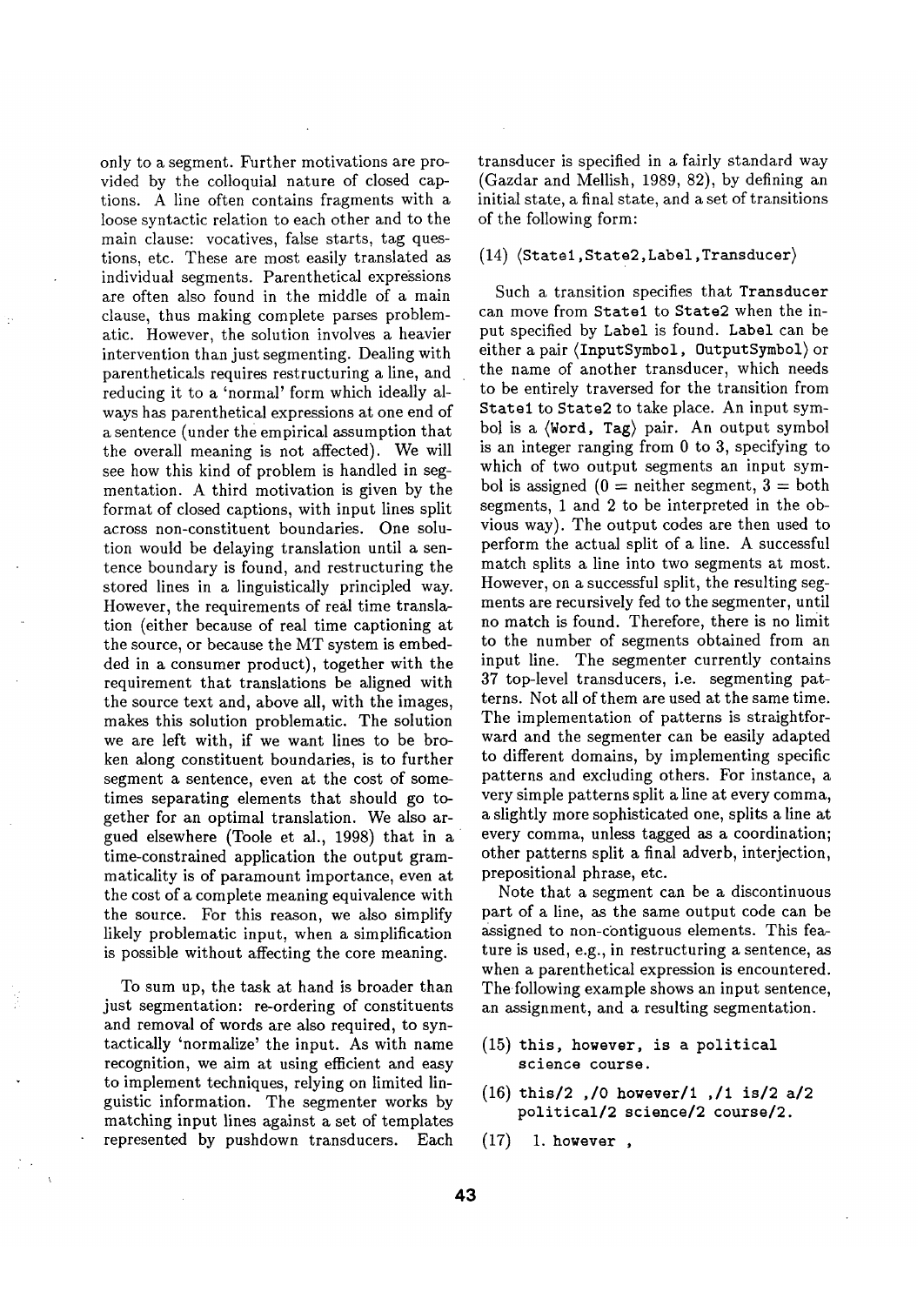only to a segment. Further motivations are provided by the colloquial nature of closed captions. A line often contains fragments with a loose syntactic relation to each other and to the main clause: vocatives, false starts, tag questions, etc. These are most easily translated as individual segments. Parenthetical expressions are often also found in the middle of a main clause, thus making complete parses problematic. However, the solution involves a heavier intervention than just segmenting. Dealing with parentheticals requires restructuring a line, and reducing it to a 'normal' form which ideally always has parenthetical expressions at one end of a sentence (under the empirical assumption that the overall meaning is not affected). We will see how this kind of problem is handled in segmentation. A third motivation is given by the format of closed captions, with input lines split across non-constituent boundaries. One solution would be delaying translation until a sentence boundary is found, and restructuring the stored lines in a linguistically principled way. However, the requirements of real time translation (either because of real time captioning at the source, or because the MT system is embedded in a consumer product), together with the requirement that translations be aligned with the source text and, above all, with the images, makes this solution problematic. The solution we are left with, if we want lines to be broken along constituent boundaries, is to further segment a sentence, even at the cost of sometimes separating elements that should go together for an optimal translation. We also argued elsewhere (Toole et al., 1998) that in a time-constrained application the output grammaticality is of paramount importance, even at the cost of a complete meaning equivalence with the source. For this reason, we also simplify likely problematic input, when a simplification is possible without affecting the core meaning.

To sum up, the task at hand is broader than just segmentation: re-ordering of constituents and removal of words are also required, to syntactically 'normalize' the input. As with name recognition, we aim at using efficient and easy to implement techniques, relying on limited linguistic information. The segmenter works by matching input lines against a set of templates represented by pushdown transducers. Each transducer is specified in a fairly standard way (Gazdar and Mellish, 1989, 82), by defining an initial state, a final state, and a set of transitions of the following form:

(14) ⟨`State1,State2,Label,Transducer`⟩

Such a transition specifies that `Transducer` can move from `State1` to `State2` when the input specified by `Label` is found. `Label` can be either a pair ⟨`InputSymbol, OutputSymbol`⟩ or the name of another transducer, which needs to be entirely traversed for the transition from `State1` to `State2` to take place. An input symbol is a ⟨`Word, Tag`⟩ pair. An output symbol is an integer ranging from 0 to 3, specifying to which of two output segments an input symbol is assigned (0 = neither segment, 3 = both segments, 1 and 2 to be interpreted in the obvious way). The output codes are then used to perform the actual split of a line. A successful match splits a line into two segments at most. However, on a successful split, the resulting segments are recursively fed to the segmenter, until no match is found. Therefore, there is no limit to the number of segments obtained from an input line. The segmenter currently contains 37 top-level transducers, i.e. segmenting patterns. Not all of them are used at the same time. The implementation of patterns is straightforward and the segmenter can be easily adapted to different domains, by implementing specific patterns and excluding others. For instance, a very simple patterns split a line at every comma, a slightly more sophisticated one, splits a line at every comma, unless tagged as a coordination; other patterns split a final adverb, interjection, prepositional phrase, etc.

Note that a segment can be a discontinuous part of a line, as the same output code can be assigned to non-contiguous elements. This feature is used, e.g., in restructuring a sentence, as when a parenthetical expression is encountered. The following example shows an input sentence, an assignment, and a resulting segmentation.

(15) `this, however, is a political science course.`

(16) `this/2 ,/0 however/1 ,/1 is/2 a/2 political/2 science/2 course/2.`

(17) `1. however ,`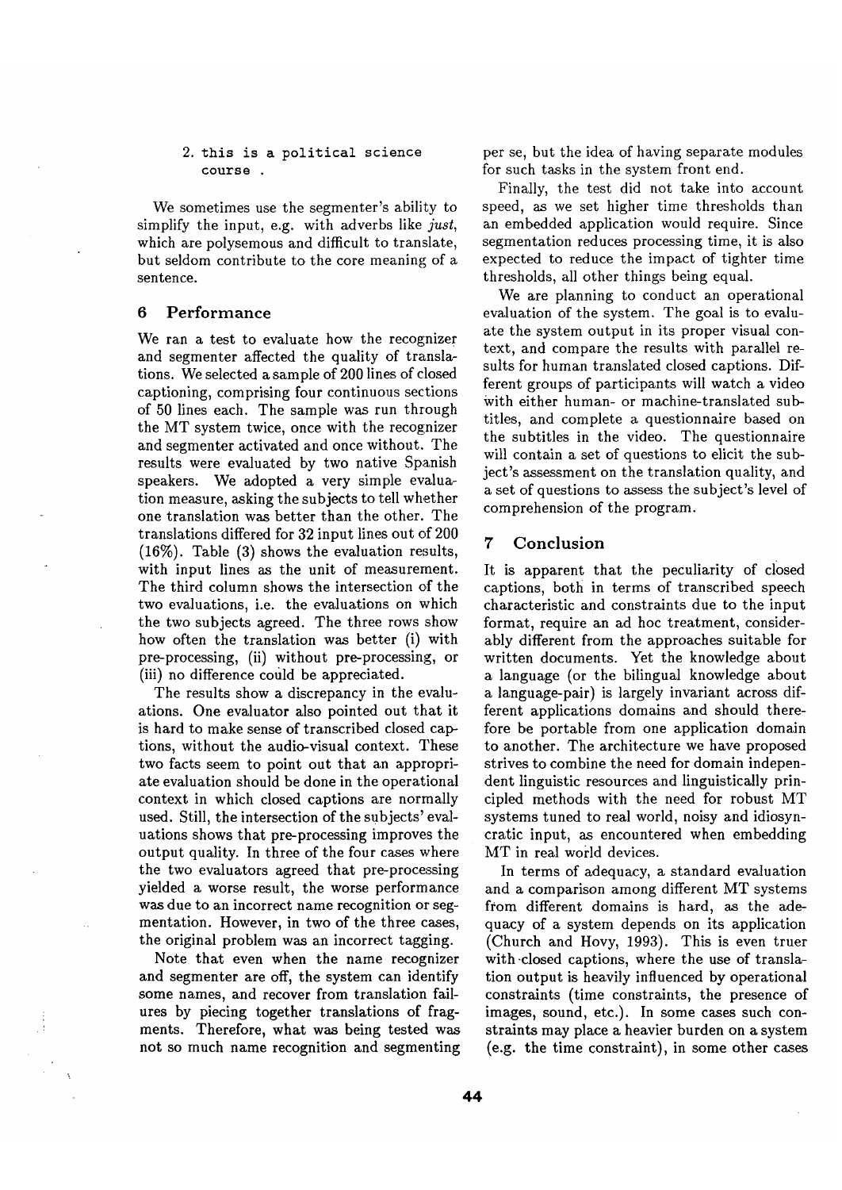2. this is a political science course .

We sometimes use the segmenter's ability to simplify the input, e.g. with adverbs like *just*, which are polysemous and difficult to translate, but seldom contribute to the core meaning of a sentence.

## 6 Performance

We ran a test to evaluate how the recognizer and segmenter affected the quality of translations. We selected a sample of 200 lines of closed captioning, comprising four continuous sections of 50 lines each. The sample was run through the MT system twice, once with the recognizer and segmenter activated and once without. The results were evaluated by two native Spanish speakers. We adopted a very simple evaluation measure, asking the subjects to tell whether one translation was better than the other. The translations differed for 32 input lines out of 200 (16%). Table (3) shows the evaluation results, with input lines as the unit of measurement. The third column shows the intersection of the two evaluations, i.e. the evaluations on which the two subjects agreed. The three rows show how often the translation was better (i) with pre-processing, (ii) without pre-processing, or (iii) no difference could be appreciated.

The results show a discrepancy in the evaluations. One evaluator also pointed out that it is hard to make sense of transcribed closed captions, without the audio-visual context. These two facts seem to point out that an appropriate evaluation should be done in the operational context in which closed captions are normally used. Still, the intersection of the subjects' evaluations shows that pre-processing improves the output quality. In three of the four cases where the two evaluators agreed that pre-processing yielded a worse result, the worse performance was due to an incorrect name recognition or segmentation. However, in two of the three cases, the original problem was an incorrect tagging.

Note that even when the name recognizer and segmenter are off, the system can identify some names, and recover from translation failures by piecing together translations of fragments. Therefore, what was being tested was not so much name recognition and segmenting per se, but the idea of having separate modules for such tasks in the system front end.

Finally, the test did not take into account speed, as we set higher time thresholds than an embedded application would require. Since segmentation reduces processing time, it is also expected to reduce the impact of tighter time thresholds, all other things being equal.

We are planning to conduct an operational evaluation of the system. The goal is to evaluate the system output in its proper visual context, and compare the results with parallel results for human translated closed captions. Different groups of participants will watch a video with either human- or machine-translated subtitles, and complete a questionnaire based on the subtitles in the video. The questionnaire will contain a set of questions to elicit the subject's assessment on the translation quality, and a set of questions to assess the subject's level of comprehension of the program.

## 7 Conclusion

It is apparent that the peculiarity of closed captions, both in terms of transcribed speech characteristic and constraints due to the input format, require an ad hoc treatment, considerably different from the approaches suitable for written documents. Yet the knowledge about a language (or the bilingual knowledge about a language-pair) is largely invariant across different applications domains and should therefore be portable from one application domain to another. The architecture we have proposed strives to combine the need for domain independent linguistic resources and linguistically principled methods with the need for robust MT systems tuned to real world, noisy and idiosyncratic input, as encountered when embedding MT in real world devices.

In terms of adequacy, a standard evaluation and a comparison among different MT systems from different domains is hard, as the adequacy of a system depends on its application (Church and Hovy, 1993). This is even truer with closed captions, where the use of translation output is heavily influenced by operational constraints (time constraints, the presence of images, sound, etc.). In some cases such constraints may place a heavier burden on a system (e.g. the time constraint), in some other cases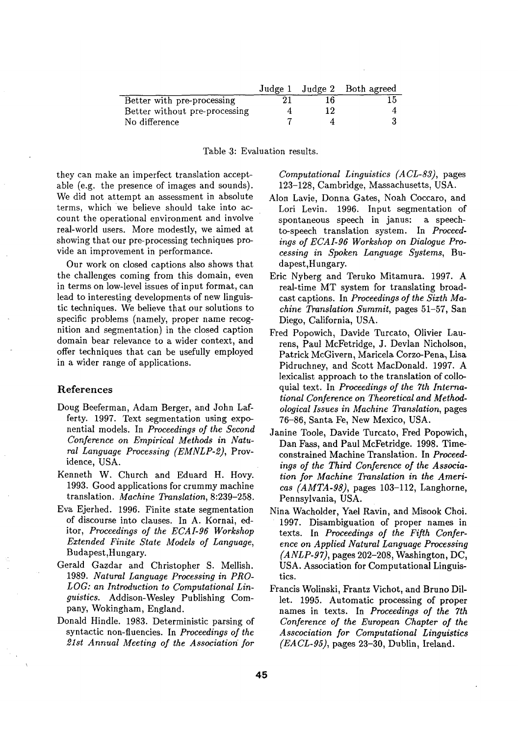| | Judge 1 | Judge 2 | Both agreed |
|---|---|---|---|
| Better with pre-processing | 21 | 16 | 15 |
| Better without pre-processing | 4 | 12 | 4 |
| No difference | 7 | 4 | 3 |

Table 3: Evaluation results.

they can make an imperfect translation acceptable (e.g. the presence of images and sounds). We did not attempt an assessment in absolute terms, which we believe should take into account the operational environment and involve real-world users. More modestly, we aimed at showing that our pre-processing techniques provide an improvement in performance.

Our work on closed captions also shows that the challenges coming from this domain, even in terms on low-level issues of input format, can lead to interesting developments of new linguistic techniques. We believe that our solutions to specific problems (namely, proper name recognition and segmentation) in the closed caption domain bear relevance to a wider context, and offer techniques that can be usefully employed in a wider range of applications.

## References

Doug Beeferman, Adam Berger, and John Lafferty. 1997. Text segmentation using exponential models. In *Proceedings of the Second Conference on Empirical Methods in Natural Language Processing (EMNLP-2)*, Providence, USA.

Kenneth W. Church and Eduard H. Hovy. 1993. Good applications for crummy machine translation. *Machine Translation*, 8:239–258.

Eva Ejerhed. 1996. Finite state segmentation of discourse into clauses. In A. Kornai, editor, *Proceedings of the ECAI-96 Workshop Extended Finite State Models of Language*, Budapest,Hungary.

Gerald Gazdar and Christopher S. Mellish. 1989. *Natural Language Processing in PROLOG: an Introduction to Computational Linguistics*. Addison-Wesley Publishing Company, Wokingham, England.

Donald Hindle. 1983. Deterministic parsing of syntactic non-fluencies. In *Proceedings of the 21st Annual Meeting of the Association for Computational Linguistics (ACL-83)*, pages 123–128, Cambridge, Massachusetts, USA.

Alon Lavie, Donna Gates, Noah Coccaro, and Lori Levin. 1996. Input segmentation of spontaneous speech in janus: a speech-to-speech translation system. In *Proceedings of ECAI-96 Workshop on Dialogue Processing in Spoken Language Systems*, Budapest,Hungary.

Eric Nyberg and Teruko Mitamura. 1997. A real-time MT system for translating broadcast captions. In *Proceedings of the Sixth Machine Translation Summit*, pages 51–57, San Diego, California, USA.

Fred Popowich, Davide Turcato, Olivier Laurens, Paul McFetridge, J. Devlan Nicholson, Patrick McGivern, Maricela Corzo-Pena, Lisa Pidruchney, and Scott MacDonald. 1997. A lexicalist approach to the translation of colloquial text. In *Proceedings of the 7th International Conference on Theoretical and Methodological Issues in Machine Translation*, pages 76–86, Santa Fe, New Mexico, USA.

Janine Toole, Davide Turcato, Fred Popowich, Dan Fass, and Paul McFetridge. 1998. Time-constrained Machine Translation. In *Proceedings of the Third Conference of the Association for Machine Translation in the Americas (AMTA-98)*, pages 103–112, Langhorne, Pennsylvania, USA.

Nina Wacholder, Yael Ravin, and Misook Choi. 1997. Disambiguation of proper names in texts. In *Proceedings of the Fifth Conference on Applied Natural Language Processing (ANLP-97)*, pages 202–208, Washington, DC, USA. Association for Computational Linguistics.

Francis Wolinski, Frantz Vichot, and Bruno Dillet. 1995. Automatic processing of proper names in texts. In *Proceedings of the 7th Conference of the European Chapter of the Asscociation for Computational Linguistics (EACL-95)*, pages 23–30, Dublin, Ireland.